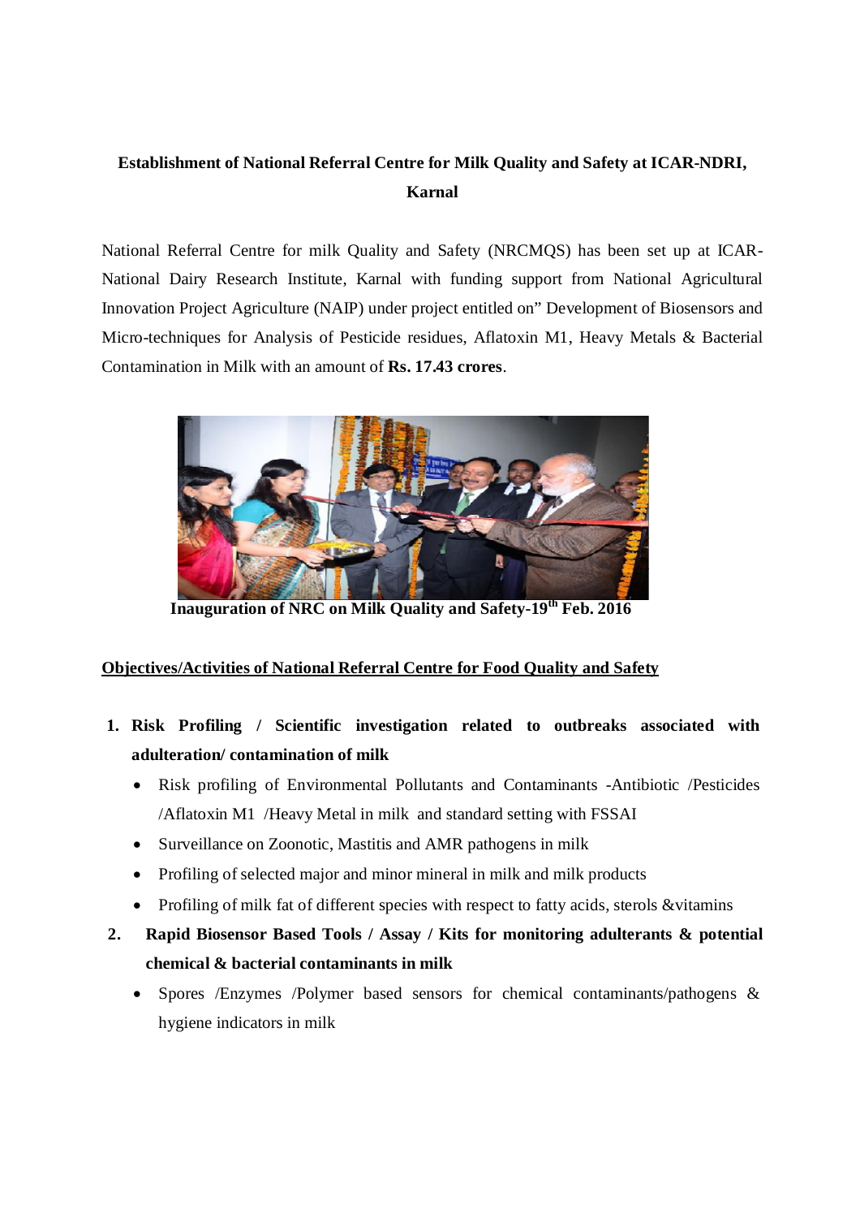# Establishment of National Referral Centre for Milk Quality and Safety at ICAR-NDRI, Karnal

National Referral Centre for milk Quality and Safety (NRCMQS) has been set up at ICAR-National Dairy Research Institute, Karnal with funding support from National Agricultural Innovation Project Agriculture (NAIP) under project entitled on" Development of Biosensors and Micro-techniques for Analysis of Pesticide residues, Aflatoxin M1, Heavy Metals & Bacterial Contamination in Milk with an amount of **Rs. 17.43 crores**.

**Inauguration of NRC on Milk Quality and Safety-19th Feb. 2016**

## Objectives/Activities of National Referral Centre for Food Quality and Safety

1. **Risk Profiling / Scientific investigation related to outbreaks associated with adulteration/ contamination of milk**
   - Risk profiling of Environmental Pollutants and Contaminants -Antibiotic /Pesticides /Aflatoxin M1 /Heavy Metal in milk and standard setting with FSSAI
   - Surveillance on Zoonotic, Mastitis and AMR pathogens in milk
   - Profiling of selected major and minor mineral in milk and milk products
   - Profiling of milk fat of different species with respect to fatty acids, sterols &vitamins
2. **Rapid Biosensor Based Tools / Assay / Kits for monitoring adulterants & potential chemical & bacterial contaminants in milk**
   - Spores /Enzymes /Polymer based sensors for chemical contaminants/pathogens & hygiene indicators in milk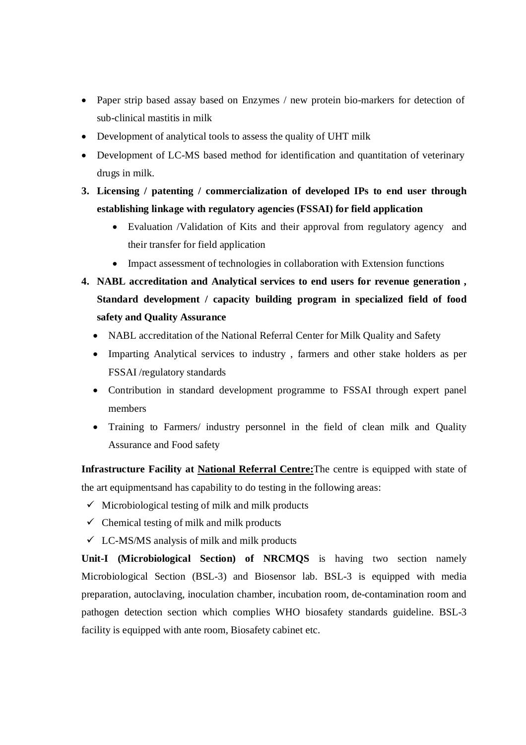- Paper strip based assay based on Enzymes / new protein bio-markers for detection of sub-clinical mastitis in milk
- Development of analytical tools to assess the quality of UHT milk
- Development of LC-MS based method for identification and quantitation of veterinary drugs in milk.

3. **Licensing / patenting / commercialization of developed IPs to end user through establishing linkage with regulatory agencies (FSSAI) for field application**
   - Evaluation /Validation of Kits and their approval from regulatory agency and their transfer for field application
   - Impact assessment of technologies in collaboration with Extension functions
4. **NABL accreditation and Analytical services to end users for revenue generation , Standard development / capacity building program in specialized field of food safety and Quality Assurance**
   - NABL accreditation of the National Referral Center for Milk Quality and Safety
   - Imparting Analytical services to industry , farmers and other stake holders as per FSSAI /regulatory standards
   - Contribution in standard development programme to FSSAI through expert panel members
   - Training to Farmers/ industry personnel in the field of clean milk and Quality Assurance and Food safety

**Infrastructure Facility at National Referral Centre:**The centre is equipped with state of the art equipmentsand has capability to do testing in the following areas:

- ✓ Microbiological testing of milk and milk products
- ✓ Chemical testing of milk and milk products
- ✓ LC-MS/MS analysis of milk and milk products

**Unit-I (Microbiological Section) of NRCMQS** is having two section namely Microbiological Section (BSL-3) and Biosensor lab. BSL-3 is equipped with media preparation, autoclaving, inoculation chamber, incubation room, de-contamination room and pathogen detection section which complies WHO biosafety standards guideline. BSL-3 facility is equipped with ante room, Biosafety cabinet etc.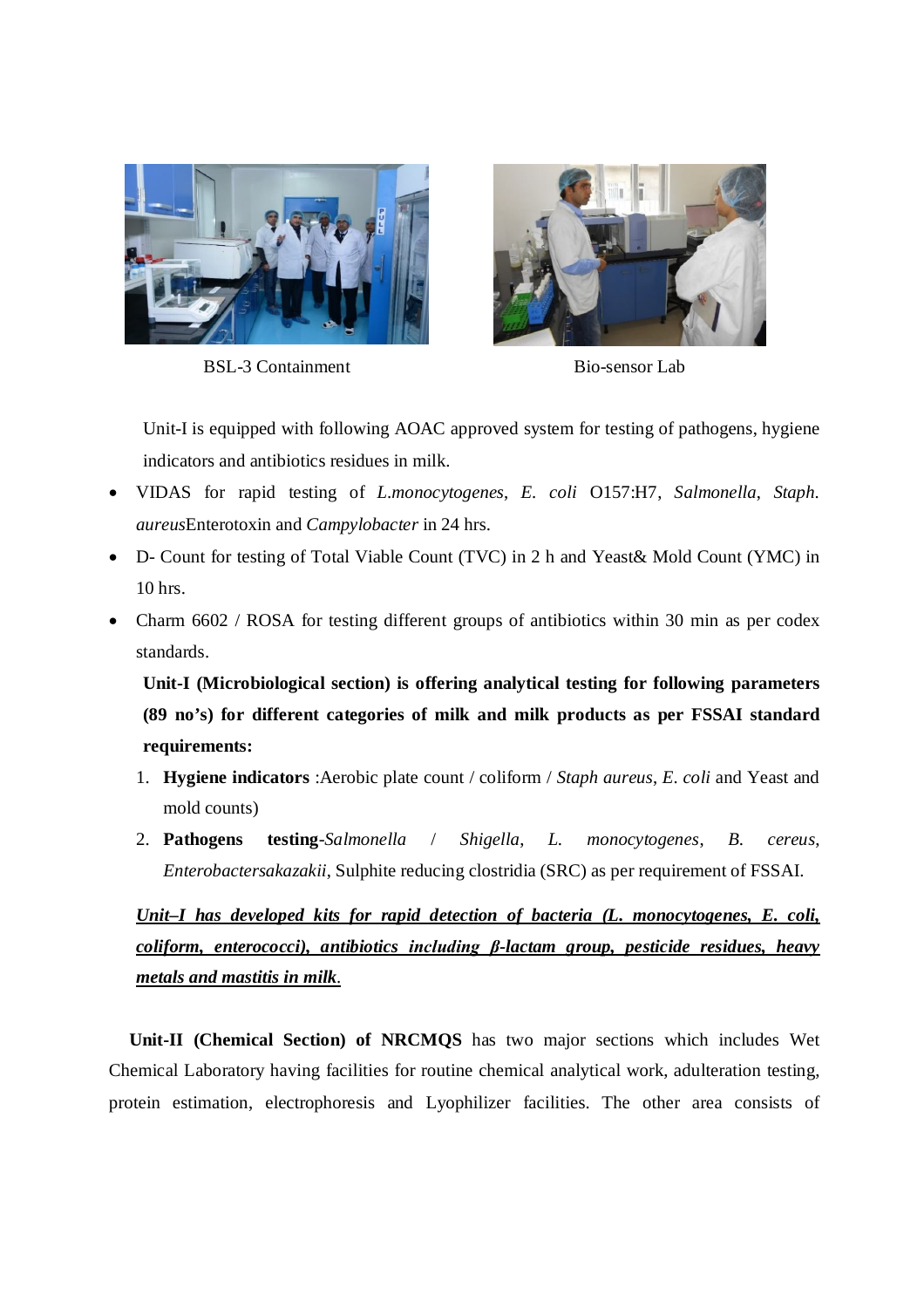BSL-3 Containment

Bio-sensor Lab

Unit-I is equipped with following AOAC approved system for testing of pathogens, hygiene indicators and antibiotics residues in milk.

- VIDAS for rapid testing of *L.monocytogenes*, *E. coli* O157:H7, *Salmonella*, *Staph. aureus*Enterotoxin and *Campylobacter* in 24 hrs.
- D- Count for testing of Total Viable Count (TVC) in 2 h and Yeast& Mold Count (YMC) in 10 hrs.
- Charm 6602 / ROSA for testing different groups of antibiotics within 30 min as per codex standards.

**Unit-I (Microbiological section) is offering analytical testing for following parameters (89 no's) for different categories of milk and milk products as per FSSAI standard requirements:**

1. **Hygiene indicators** :Aerobic plate count / coliform / *Staph aureus*, *E. coli* and Yeast and mold counts)
2. **Pathogens testing**-*Salmonella* / *Shigella*, *L. monocytogenes*, *B. cereus*, *Enterobactersakazakii*, Sulphite reducing clostridia (SRC) as per requirement of FSSAI.

***<u>Unit–I has developed kits for rapid detection of bacteria (L. monocytogenes, E. coli, coliform, enterococci), antibiotics including β-lactam group, pesticide residues, heavy metals and mastitis in milk</u>.***

**Unit-II (Chemical Section) of NRCMQS** has two major sections which includes Wet Chemical Laboratory having facilities for routine chemical analytical work, adulteration testing, protein estimation, electrophoresis and Lyophilizer facilities. The other area consists of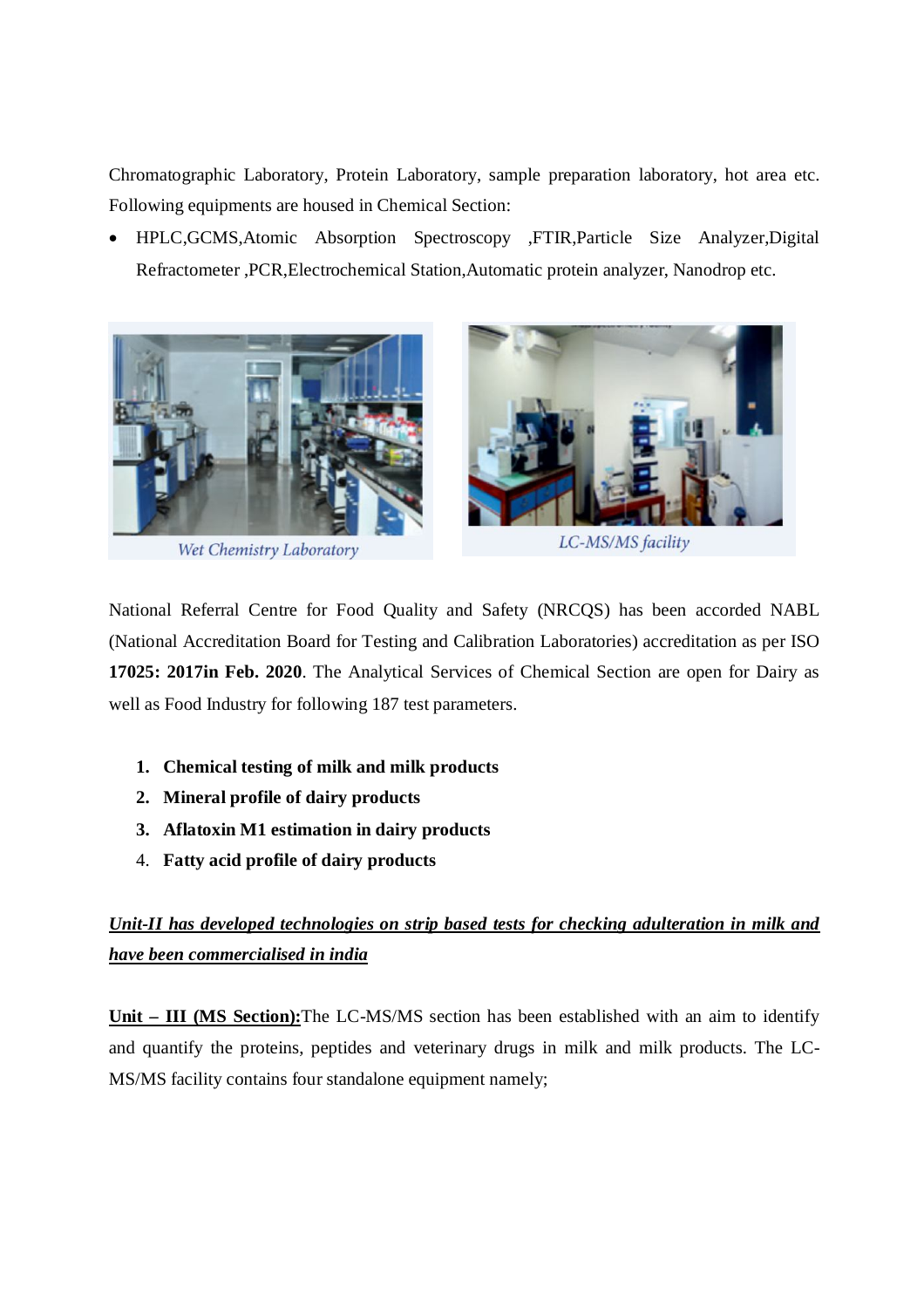Chromatographic Laboratory, Protein Laboratory, sample preparation laboratory, hot area etc. Following equipments are housed in Chemical Section:

- HPLC,GCMS,Atomic Absorption Spectroscopy ,FTIR,Particle Size Analyzer,Digital Refractometer ,PCR,Electrochemical Station,Automatic protein analyzer, Nanodrop etc.

*Wet Chemistry Laboratory*

*LC-MS/MS facility*

National Referral Centre for Food Quality and Safety (NRCQS) has been accorded NABL (National Accreditation Board for Testing and Calibration Laboratories) accreditation as per ISO **17025: 2017in Feb. 2020**. The Analytical Services of Chemical Section are open for Dairy as well as Food Industry for following 187 test parameters.

1. **Chemical testing of milk and milk products**
2. **Mineral profile of dairy products**
3. **Aflatoxin M1 estimation in dairy products**
4. **Fatty acid profile of dairy products**

***<u>Unit-II has developed technologies on strip based tests for checking adulteration in milk and have been commercialised in india</u>***

**<u>Unit – III (MS Section):</u>**The LC-MS/MS section has been established with an aim to identify and quantify the proteins, peptides and veterinary drugs in milk and milk products. The LC-MS/MS facility contains four standalone equipment namely;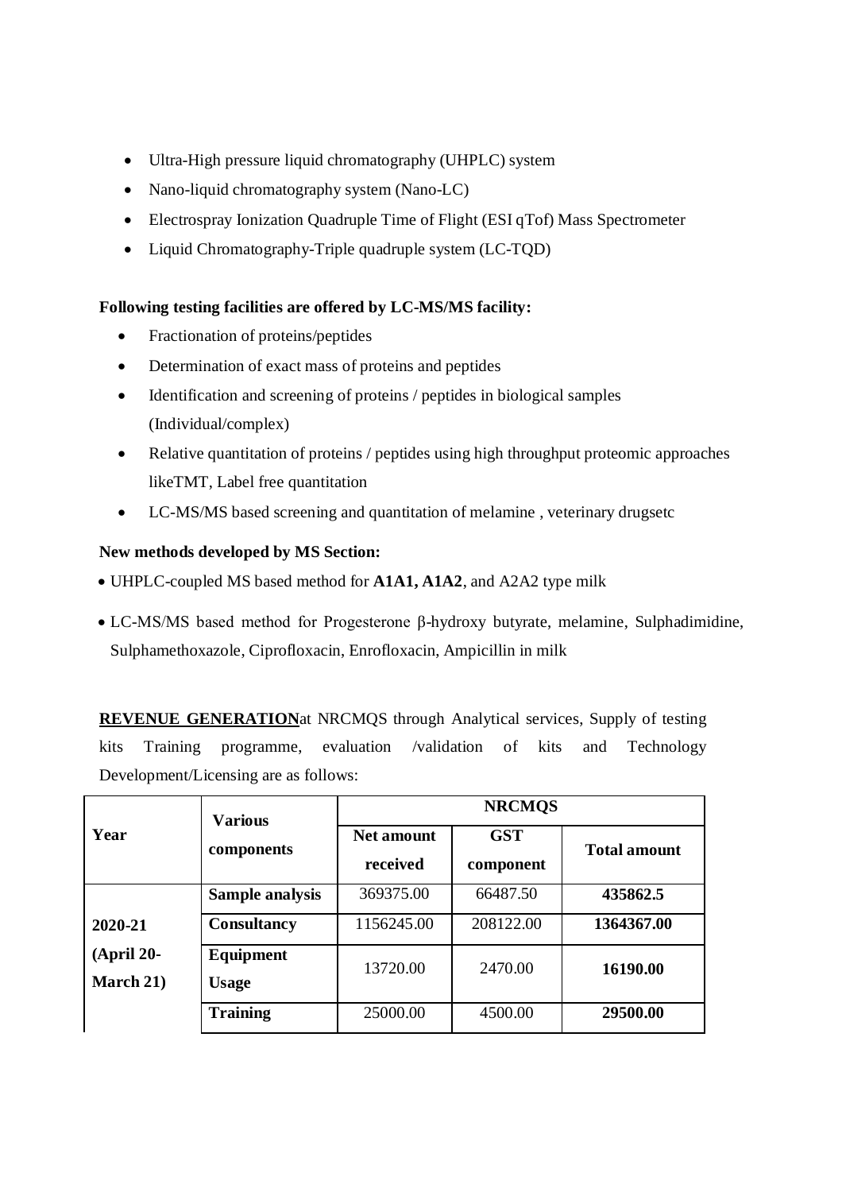- Ultra-High pressure liquid chromatography (UHPLC) system
- Nano-liquid chromatography system (Nano-LC)
- Electrospray Ionization Quadruple Time of Flight (ESI qTof) Mass Spectrometer
- Liquid Chromatography-Triple quadruple system (LC-TQD)

**Following testing facilities are offered by LC-MS/MS facility:**

- Fractionation of proteins/peptides
- Determination of exact mass of proteins and peptides
- Identification and screening of proteins / peptides in biological samples (Individual/complex)
- Relative quantitation of proteins / peptides using high throughput proteomic approaches likeTMT, Label free quantitation
- LC-MS/MS based screening and quantitation of melamine , veterinary drugsetc

**New methods developed by MS Section:**

- UHPLC-coupled MS based method for **A1A1, A1A2**, and A2A2 type milk
- LC-MS/MS based method for Progesterone β-hydroxy butyrate, melamine, Sulphadimidine, Sulphamethoxazole, Ciprofloxacin, Enrofloxacin, Ampicillin in milk

**REVENUE GENERATION**at NRCMQS through Analytical services, Supply of testing kits Training programme, evaluation /validation of kits and Technology Development/Licensing are as follows:

| Year | Various components | NRCMQS | | |
|---|---|---|---|---|
| | | Net amount received | GST component | Total amount |
| 2020-21 (April 20- March 21) | **Sample analysis** | 369375.00 | 66487.50 | **435862.5** |
| | **Consultancy** | 1156245.00 | 208122.00 | **1364367.00** |
| | **Equipment Usage** | 13720.00 | 2470.00 | **16190.00** |
| | **Training** | 25000.00 | 4500.00 | **29500.00** |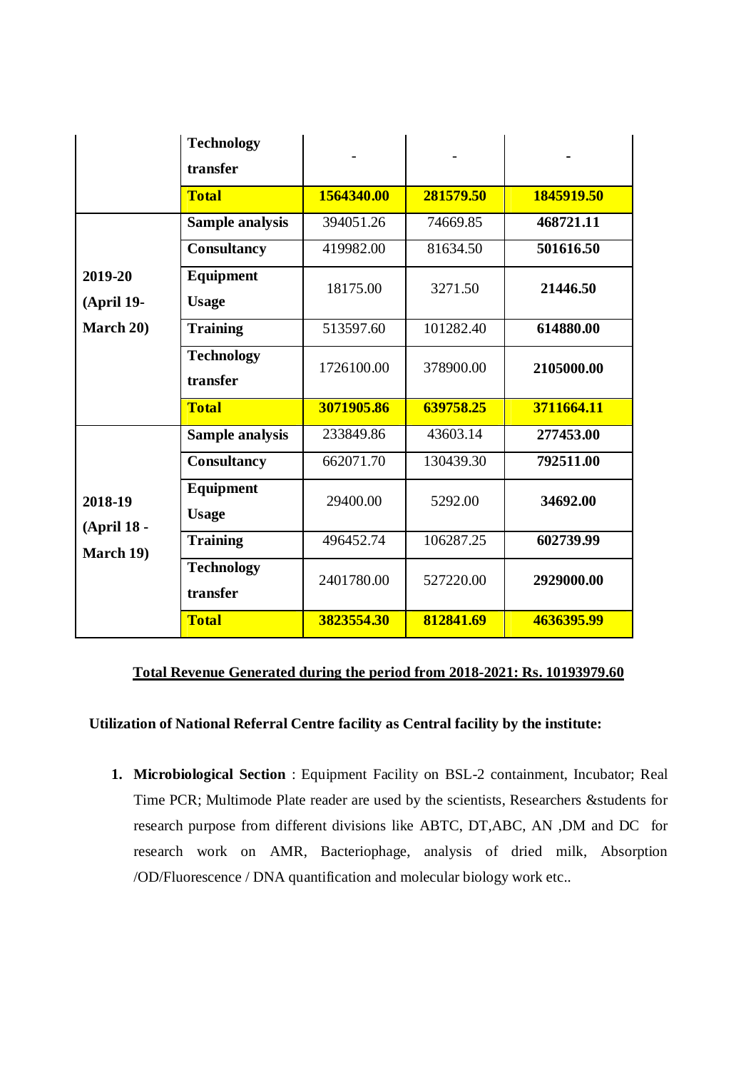| | | | | |
|---|---|---|---|---|
| | **Technology transfer** | - | - | - |
| | **Total** | **1564340.00** | **281579.50** | **1845919.50** |
| **2019-20 (April 19- March 20)** | **Sample analysis** | 394051.26 | 74669.85 | **468721.11** |
| | **Consultancy** | 419982.00 | 81634.50 | **501616.50** |
| | **Equipment Usage** | 18175.00 | 3271.50 | **21446.50** |
| | **Training** | 513597.60 | 101282.40 | **614880.00** |
| | **Technology transfer** | 1726100.00 | 378900.00 | **2105000.00** |
| | **Total** | **3071905.86** | **639758.25** | **3711664.11** |
| **2018-19 (April 18 - March 19)** | **Sample analysis** | 233849.86 | 43603.14 | **277453.00** |
| | **Consultancy** | 662071.70 | 130439.30 | **792511.00** |
| | **Equipment Usage** | 29400.00 | 5292.00 | **34692.00** |
| | **Training** | 496452.74 | 106287.25 | **602739.99** |
| | **Technology transfer** | 2401780.00 | 527220.00 | **2929000.00** |
| | **Total** | **3823554.30** | **812841.69** | **4636395.99** |

**Total Revenue Generated during the period from 2018-2021: Rs. 10193979.60**

**Utilization of National Referral Centre facility as Central facility by the institute:**

1. **Microbiological Section** : Equipment Facility on BSL-2 containment, Incubator; Real Time PCR; Multimode Plate reader are used by the scientists, Researchers &students for research purpose from different divisions like ABTC, DT,ABC, AN ,DM and DC for research work on AMR, Bacteriophage, analysis of dried milk, Absorption /OD/Fluorescence / DNA quantification and molecular biology work etc..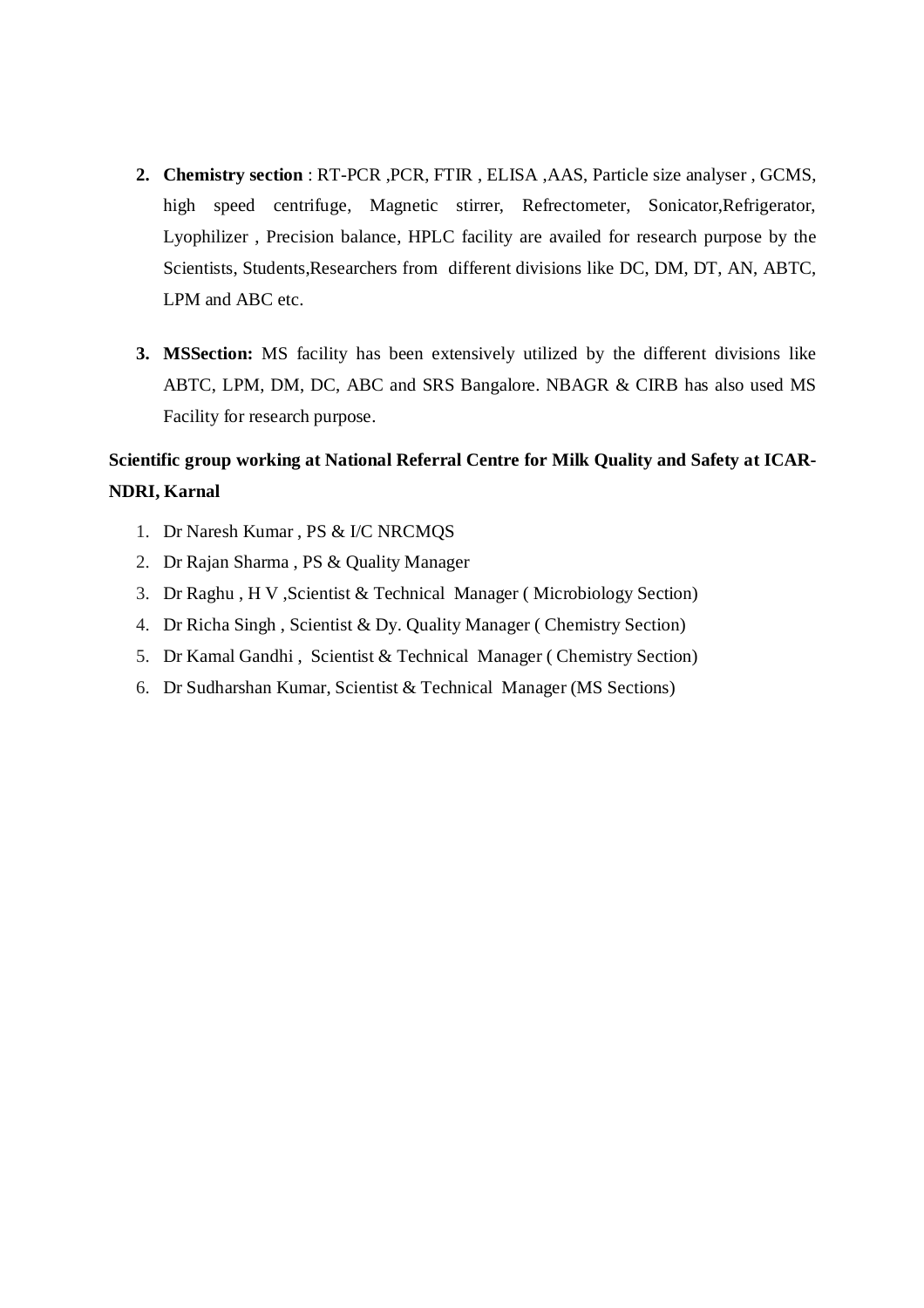2. **Chemistry section** : RT-PCR ,PCR, FTIR , ELISA ,AAS, Particle size analyser , GCMS, high speed centrifuge, Magnetic stirrer, Refrectometer, Sonicator,Refrigerator, Lyophilizer , Precision balance, HPLC facility are availed for research purpose by the Scientists, Students,Researchers from different divisions like DC, DM, DT, AN, ABTC, LPM and ABC etc.

3. **MSSection:** MS facility has been extensively utilized by the different divisions like ABTC, LPM, DM, DC, ABC and SRS Bangalore. NBAGR & CIRB has also used MS Facility for research purpose.

**Scientific group working at National Referral Centre for Milk Quality and Safety at ICAR-NDRI, Karnal**

1. Dr Naresh Kumar , PS & I/C NRCMQS
2. Dr Rajan Sharma , PS & Quality Manager
3. Dr Raghu , H V ,Scientist & Technical Manager ( Microbiology Section)
4. Dr Richa Singh , Scientist & Dy. Quality Manager ( Chemistry Section)
5. Dr Kamal Gandhi , Scientist & Technical Manager ( Chemistry Section)
6. Dr Sudharshan Kumar, Scientist & Technical Manager (MS Sections)